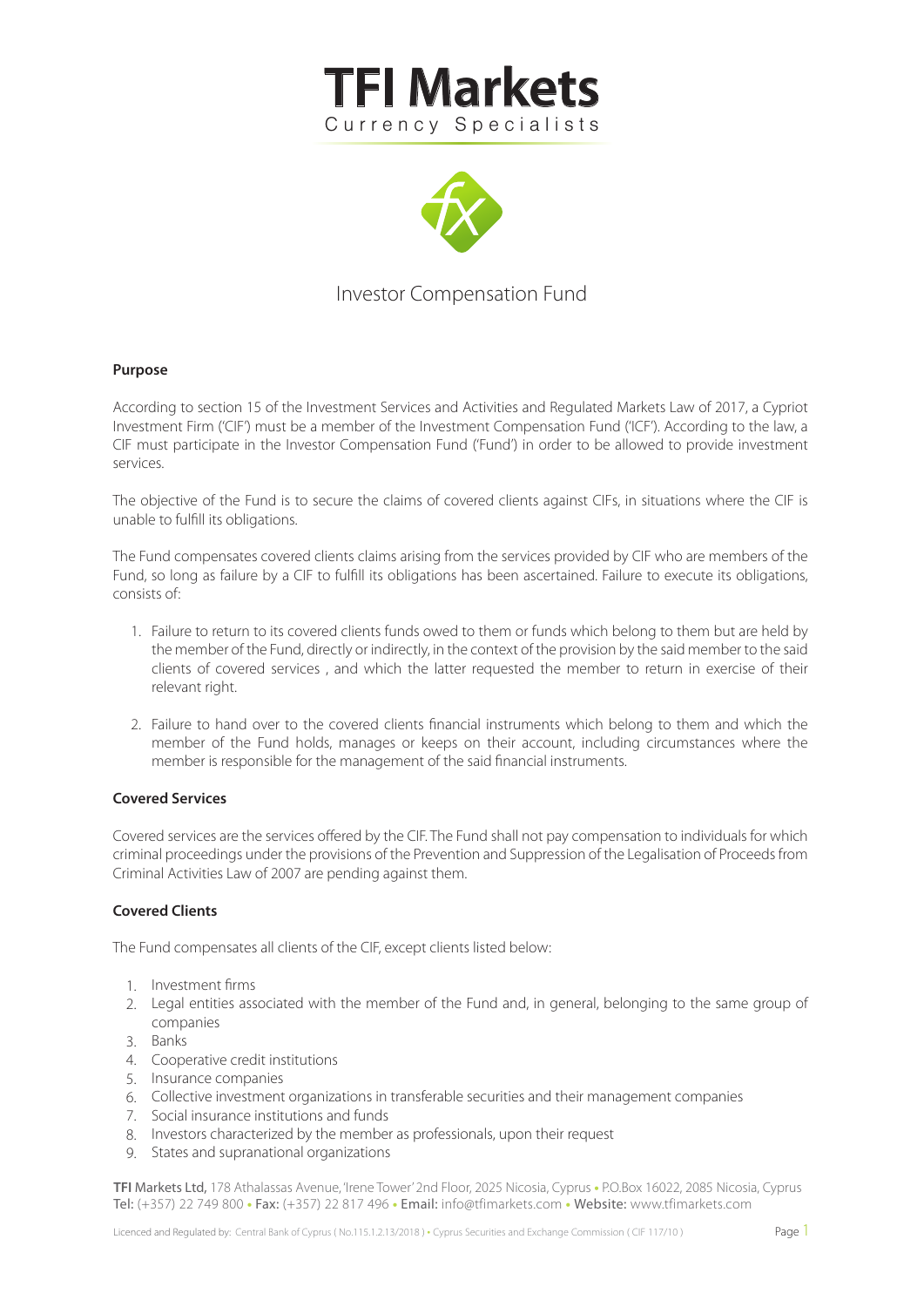# TFI Markets

Currency Specialists

## Investor Compensation Fund

### Purpose

According to section 15 of the Investment Services and Activities and Regulated Markets Law of 2017, a Cypriot Investment Firm ('CIF') must be a member of the Investment Compensation Fund ('ICF'). According to the law, a CIF must participate in the Investor Compensation Fund ('Fund') in order to be allowed to provide investment services.

The objective of the Fund is to secure the claims of covered clients against CIFs, in situations where the CIF is unable to fulfill its obligations.

The Fund compensates covered clients claims arising from the services provided by CIF who are members of the Fund, so long as failure by a CIF to fulfill its obligations has been ascertained. Failure to execute its obligations, consists of:

1. Failure to return to its covered clients funds owed to them or funds which belong to them but are held by the member of the Fund, directly or indirectly, in the context of the provision by the said member to the said clients of covered services , and which the latter requested the member to return in exercise of their relevant right.
2. Failure to hand over to the covered clients financial instruments which belong to them and which the member of the Fund holds, manages or keeps on their account, including circumstances where the member is responsible for the management of the said financial instruments.

### Covered Services

Covered services are the services offered by the CIF. The Fund shall not pay compensation to individuals for which criminal proceedings under the provisions of the Prevention and Suppression of the Legalisation of Proceeds from Criminal Activities Law of 2007 are pending against them.

### Covered Clients

The Fund compensates all clients of the CIF, except clients listed below:

1. Investment firms
2. Legal entities associated with the member of the Fund and, in general, belonging to the same group of companies
3. Banks
4. Cooperative credit institutions
5. Insurance companies
6. Collective investment organizations in transferable securities and their management companies
7. Social insurance institutions and funds
8. Investors characterized by the member as professionals, upon their request
9. States and supranational organizations

**TFI Markets Ltd,** 178 Athalassas Avenue, 'Irene Tower' 2nd Floor, 2025 Nicosia, Cyprus • P.O.Box 16022, 2085 Nicosia, Cyprus
**Tel:** (+357) 22 749 800 • **Fax:** (+357) 22 817 496 • **Email:** info@tfimarkets.com • **Website:** www.tfimarkets.com

Licenced and Regulated by: Central Bank of Cyprus ( No.115.1.2.13/2018 ) • Cyprus Securities and Exchange Commission ( CIF 117/10 )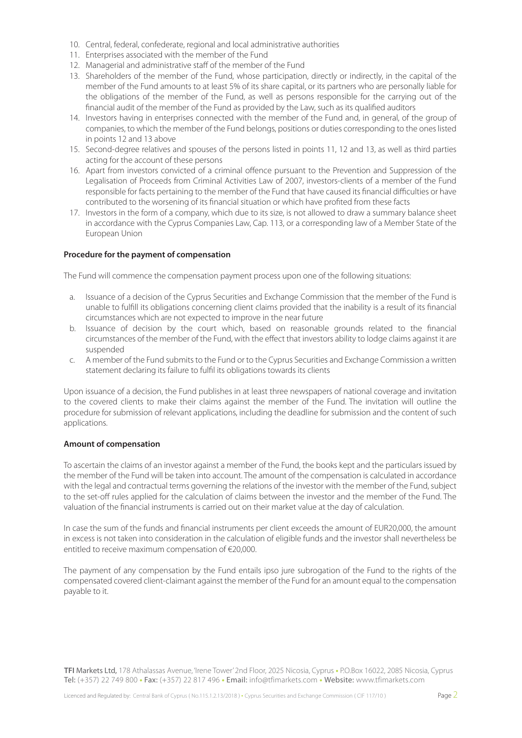10. Central, federal, confederate, regional and local administrative authorities
11. Enterprises associated with the member of the Fund
12. Managerial and administrative staff of the member of the Fund
13. Shareholders of the member of the Fund, whose participation, directly or indirectly, in the capital of the member of the Fund amounts to at least 5% of its share capital, or its partners who are personally liable for the obligations of the member of the Fund, as well as persons responsible for the carrying out of the financial audit of the member of the Fund as provided by the Law, such as its qualified auditors
14. Investors having in enterprises connected with the member of the Fund and, in general, of the group of companies, to which the member of the Fund belongs, positions or duties corresponding to the ones listed in points 12 and 13 above
15. Second-degree relatives and spouses of the persons listed in points 11, 12 and 13, as well as third parties acting for the account of these persons
16. Apart from investors convicted of a criminal offence pursuant to the Prevention and Suppression of the Legalisation of Proceeds from Criminal Activities Law of 2007, investors-clients of a member of the Fund responsible for facts pertaining to the member of the Fund that have caused its financial difficulties or have contributed to the worsening of its financial situation or which have profited from these facts
17. Investors in the form of a company, which due to its size, is not allowed to draw a summary balance sheet in accordance with the Cyprus Companies Law, Cap. 113, or a corresponding law of a Member State of the European Union

**Procedure for the payment of compensation**

The Fund will commence the compensation payment process upon one of the following situations:

a. Issuance of a decision of the Cyprus Securities and Exchange Commission that the member of the Fund is unable to fulfill its obligations concerning client claims provided that the inability is a result of its financial circumstances which are not expected to improve in the near future
b. Issuance of decision by the court which, based on reasonable grounds related to the financial circumstances of the member of the Fund, with the effect that investors ability to lodge claims against it are suspended
c. A member of the Fund submits to the Fund or to the Cyprus Securities and Exchange Commission a written statement declaring its failure to fulfil its obligations towards its clients

Upon issuance of a decision, the Fund publishes in at least three newspapers of national coverage and invitation to the covered clients to make their claims against the member of the Fund. The invitation will outline the procedure for submission of relevant applications, including the deadline for submission and the content of such applications.

**Amount of compensation**

To ascertain the claims of an investor against a member of the Fund, the books kept and the particulars issued by the member of the Fund will be taken into account. The amount of the compensation is calculated in accordance with the legal and contractual terms governing the relations of the investor with the member of the Fund, subject to the set-off rules applied for the calculation of claims between the investor and the member of the Fund. The valuation of the financial instruments is carried out on their market value at the day of calculation.

In case the sum of the funds and financial instruments per client exceeds the amount of EUR20,000, the amount in excess is not taken into consideration in the calculation of eligible funds and the investor shall nevertheless be entitled to receive maximum compensation of €20,000.

The payment of any compensation by the Fund entails ipso jure subrogation of the Fund to the rights of the compensated covered client-claimant against the member of the Fund for an amount equal to the compensation payable to it.

**TFI Markets Ltd,** 178 Athalassas Avenue, 'Irene Tower' 2nd Floor, 2025 Nicosia, Cyprus • P.O.Box 16022, 2085 Nicosia, Cyprus
Tel: (+357) 22 749 800 • Fax: (+357) 22 817 496 • Email: info@tfimarkets.com • Website: www.tfimarkets.com

Licenced and Regulated by: Central Bank of Cyprus ( No.115.1.2.13/2018 ) • Cyprus Securities and Exchange Commission ( CIF 117/10 )